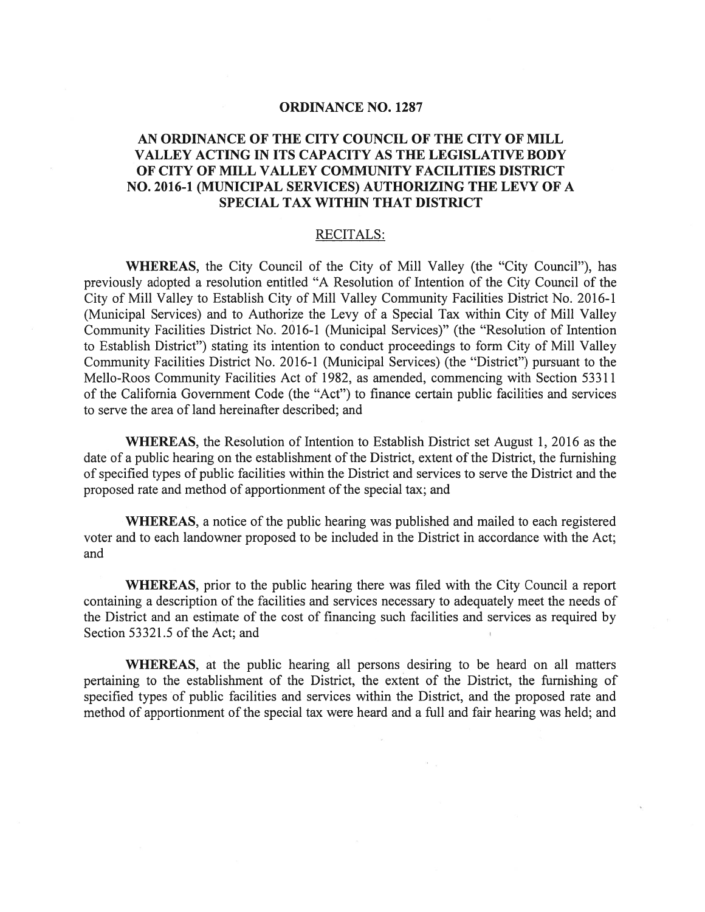# ORDINANCE NO. 1287

## AN ORDINANCE OF THE CITY COUNCIL OF THE CITY OF MILL VALLEY ACTING IN ITS CAPACITY AS THE LEGISLATIVE BODY OF CITY OF MILL VALLEY COMMUNITY FACILITIES DISTRICT NO. 2016-1 (MUNICIPAL SERVICES) AUTHORIZING THE LEVY OF A SPECIAL TAX WITHIN THAT DISTRICT

### RECITALS:

**WHEREAS**, the City Council of the City of Mill Valley (the "City Council"), has previously adopted a resolution entitled "A Resolution of Intention of the City Council of the City of Mill Valley to Establish City of Mill Valley Community Facilities District No. 2016-1 (Municipal Services) and to Authorize the Levy of a Special Tax within City of Mill Valley Community Facilities District No. 2016-1 (Municipal Services)" (the "Resolution of Intention to Establish District") stating its intention to conduct proceedings to form City of Mill Valley Community Facilities District No. 2016-1 (Municipal Services) (the "District") pursuant to the Mello-Roos Community Facilities Act of 1982, as amended, commencing with Section 53311 of the California Government Code (the "Act") to finance certain public facilities and services to serve the area of land hereinafter described; and

**WHEREAS**, the Resolution of Intention to Establish District set August 1, 2016 as the date of a public hearing on the establishment of the District, extent of the District, the furnishing of specified types of public facilities within the District and services to serve the District and the proposed rate and method of apportionment of the special tax; and

**WHEREAS**, a notice of the public hearing was published and mailed to each registered voter and to each landowner proposed to be included in the District in accordance with the Act; and

**WHEREAS**, prior to the public hearing there was filed with the City Council a report containing a description of the facilities and services necessary to adequately meet the needs of the District and an estimate of the cost of financing such facilities and services as required by Section 53321.5 of the Act; and

**WHEREAS**, at the public hearing all persons desiring to be heard on all matters pertaining to the establishment of the District, the extent of the District, the furnishing of specified types of public facilities and services within the District, and the proposed rate and method of apportionment of the special tax were heard and a full and fair hearing was held; and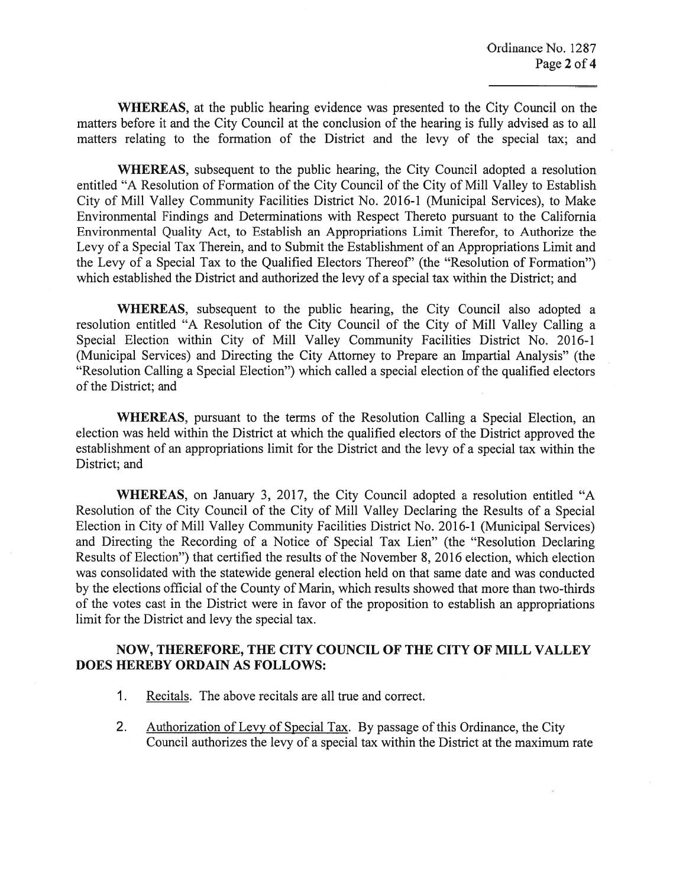**WHEREAS**, at the public hearing evidence was presented to the City Council on the matters before it and the City Council at the conclusion of the hearing is fully advised as to all matters relating to the formation of the District and the levy of the special tax; and

**WHEREAS**, subsequent to the public hearing, the City Council adopted a resolution entitled "A Resolution of Formation of the City Council of the City of Mill Valley to Establish City of Mill Valley Community Facilities District No. 2016-1 (Municipal Services), to Make Environmental Findings and Determinations with Respect Thereto pursuant to the California Environmental Quality Act, to Establish an Appropriations Limit Therefor, to Authorize the Levy of a Special Tax Therein, and to Submit the Establishment of an Appropriations Limit and the Levy of a Special Tax to the Qualified Electors Thereof" (the "Resolution of Formation") which established the District and authorized the levy of a special tax within the District; and

**WHEREAS**, subsequent to the public hearing, the City Council also adopted a resolution entitled "A Resolution of the City Council of the City of Mill Valley Calling a Special Election within City of Mill Valley Community Facilities District No. 2016-1 (Municipal Services) and Directing the City Attorney to Prepare an Impartial Analysis" (the "Resolution Calling a Special Election") which called a special election of the qualified electors of the District; and

**WHEREAS**, pursuant to the terms of the Resolution Calling a Special Election, an election was held within the District at which the qualified electors of the District approved the establishment of an appropriations limit for the District and the levy of a special tax within the District; and

**WHEREAS**, on January 3, 2017, the City Council adopted a resolution entitled "A Resolution of the City Council of the City of Mill Valley Declaring the Results of a Special Election in City of Mill Valley Community Facilities District No. 2016-1 (Municipal Services) and Directing the Recording of a Notice of Special Tax Lien" (the "Resolution Declaring Results of Election") that certified the results of the November 8, 2016 election, which election was consolidated with the statewide general election held on that same date and was conducted by the elections official of the County of Marin, which results showed that more than two-thirds of the votes cast in the District were in favor of the proposition to establish an appropriations limit for the District and levy the special tax.

**NOW, THEREFORE, THE CITY COUNCIL OF THE CITY OF MILL VALLEY DOES HEREBY ORDAIN AS FOLLOWS:**

1. Recitals. The above recitals are all true and correct.

2. Authorization of Levy of Special Tax. By passage of this Ordinance, the City Council authorizes the levy of a special tax within the District at the maximum rate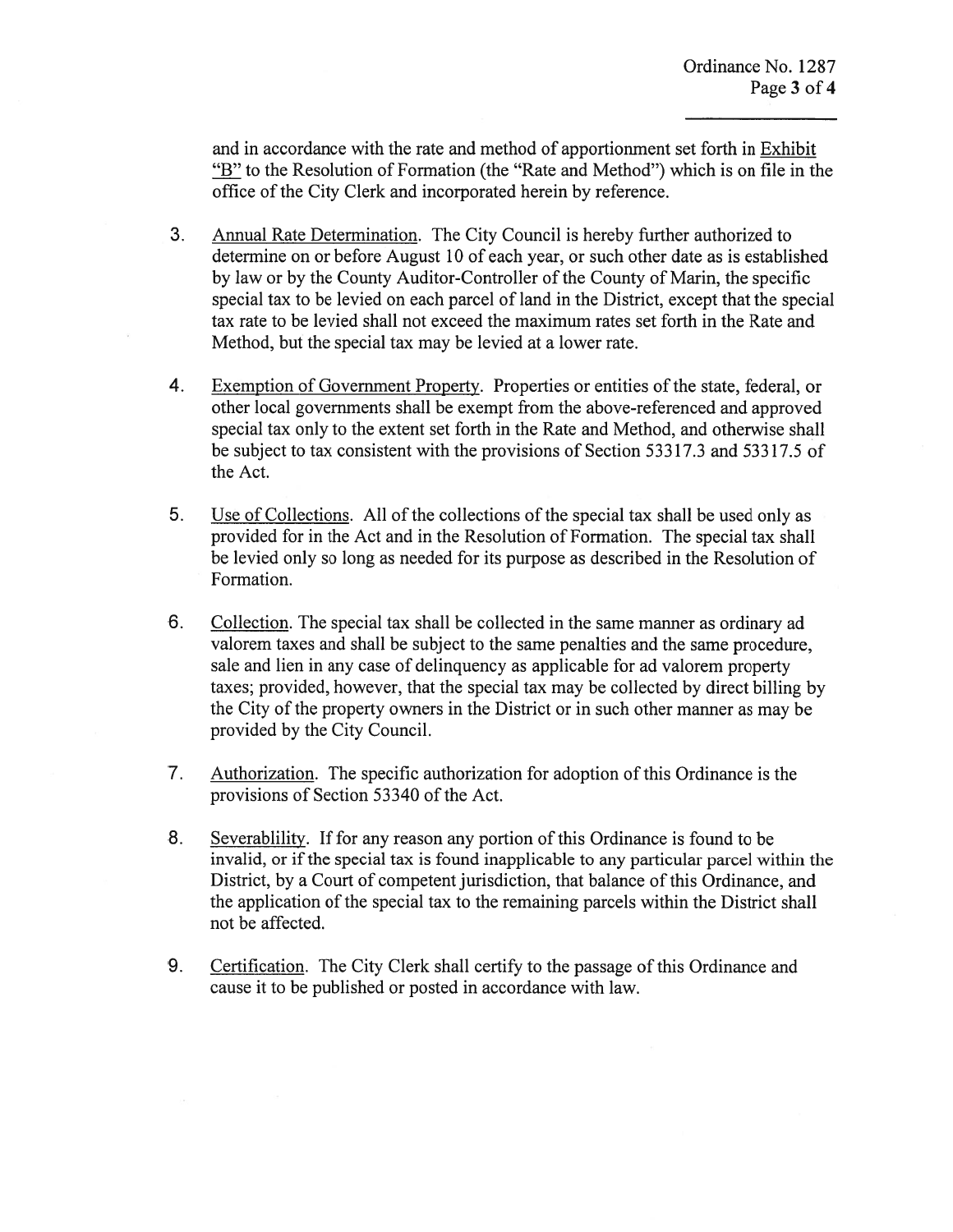and in accordance with the rate and method of apportionment set forth in Exhibit "B" to the Resolution of Formation (the "Rate and Method") which is on file in the office of the City Clerk and incorporated herein by reference.

3. Annual Rate Determination. The City Council is hereby further authorized to determine on or before August 10 of each year, or such other date as is established by law or by the County Auditor-Controller of the County of Marin, the specific special tax to be levied on each parcel of land in the District, except that the special tax rate to be levied shall not exceed the maximum rates set forth in the Rate and Method, but the special tax may be levied at a lower rate.

4. Exemption of Government Property. Properties or entities of the state, federal, or other local governments shall be exempt from the above-referenced and approved special tax only to the extent set forth in the Rate and Method, and otherwise shall be subject to tax consistent with the provisions of Section 53317.3 and 53317.5 of the Act.

5. Use of Collections. All of the collections of the special tax shall be used only as provided for in the Act and in the Resolution of Formation. The special tax shall be levied only so long as needed for its purpose as described in the Resolution of Formation.

6. Collection. The special tax shall be collected in the same manner as ordinary ad valorem taxes and shall be subject to the same penalties and the same procedure, sale and lien in any case of delinquency as applicable for ad valorem property taxes; provided, however, that the special tax may be collected by direct billing by the City of the property owners in the District or in such other manner as may be provided by the City Council.

7. Authorization. The specific authorization for adoption of this Ordinance is the provisions of Section 53340 of the Act.

8. Severablility. If for any reason any portion of this Ordinance is found to be invalid, or if the special tax is found inapplicable to any particular parcel within the District, by a Court of competent jurisdiction, that balance of this Ordinance, and the application of the special tax to the remaining parcels within the District shall not be affected.

9. Certification. The City Clerk shall certify to the passage of this Ordinance and cause it to be published or posted in accordance with law.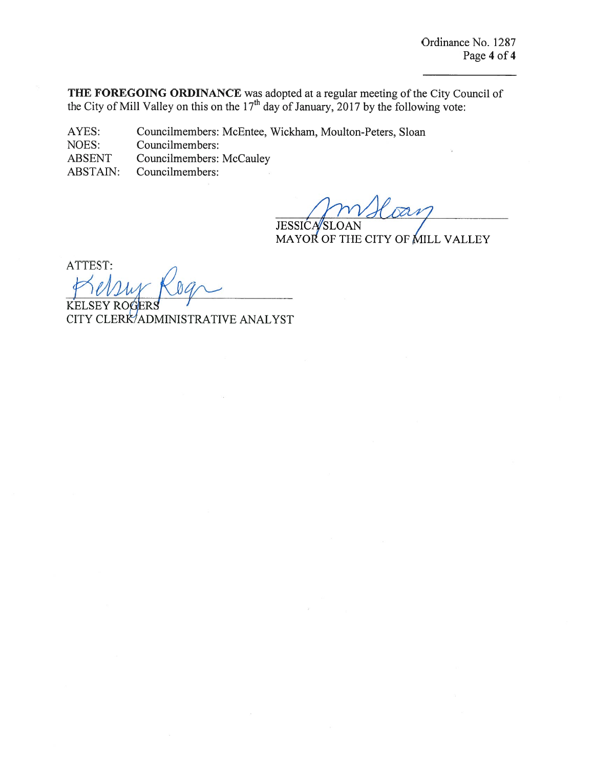**THE FOREGOING ORDINANCE** was adopted at a regular meeting of the City Council of the City of Mill Valley on this on the 17th day of January, 2017 by the following vote:

| | |
|---|---|
| AYES: | Councilmembers: McEntee, Wickham, Moulton-Peters, Sloan |
| NOES: | Councilmembers: |
| ABSENT | Councilmembers: McCauley |
| ABSTAIN: | Councilmembers: |

JESSICA SLOAN
MAYOR OF THE CITY OF MILL VALLEY

ATTEST:

KELSEY ROGERS
CITY CLERK/ADMINISTRATIVE ANALYST